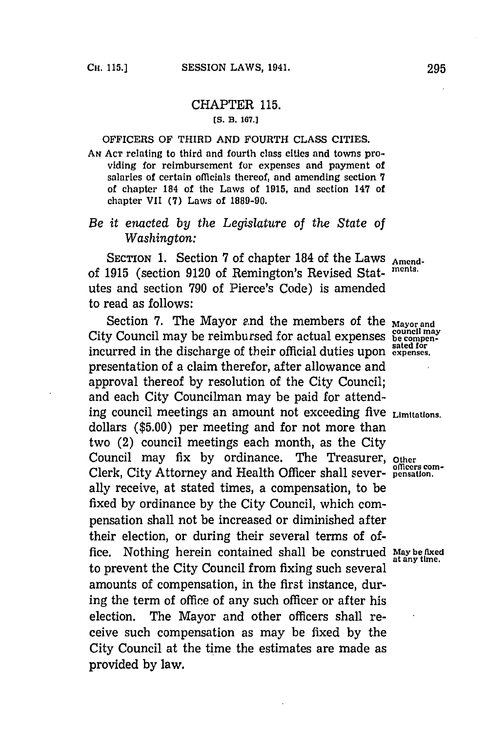# CHAPTER 115.

[S. B. 167.]

OFFICERS OF THIRD AND FOURTH CLASS CITIES.

AN ACT relating to third and fourth class cities and towns providing for reimbursement for expenses and payment of salaries of certain officials thereof, and amending section 7 of chapter 184 of the Laws of 1915, and section 147 of chapter VII (7) Laws of 1889-90.

*Be it enacted by the Legislature of the State of Washington:*

SECTION 1. Section 7 of chapter 184 of the Laws of 1915 (section 9120 of Remington's Revised Statutes and section 790 of Pierce's Code) is amended to read as follows:

Amendments.

Section 7. The Mayor and the members of the City Council may be reimbursed for actual expenses incurred in the discharge of their official duties upon presentation of a claim therefor, after allowance and approval thereof by resolution of the City Council; and each City Councilman may be paid for attending council meetings an amount not exceeding five dollars ($5.00) per meeting and for not more than two (2) council meetings each month, as the City Council may fix by ordinance. The Treasurer, Clerk, City Attorney and Health Officer shall severally receive, at stated times, a compensation, to be fixed by ordinance by the City Council, which compensation shall not be increased or diminished after their election, or during their several terms of office. Nothing herein contained shall be construed to prevent the City Council from fixing such several amounts of compensation, in the first instance, during the term of office of any such officer or after his election. The Mayor and other officers shall receive such compensation as may be fixed by the City Council at the time the estimates are made as provided by law.

Mayor and council may be compensated for expenses.

Limitations.

Other officers compensation.

May be fixed at any time.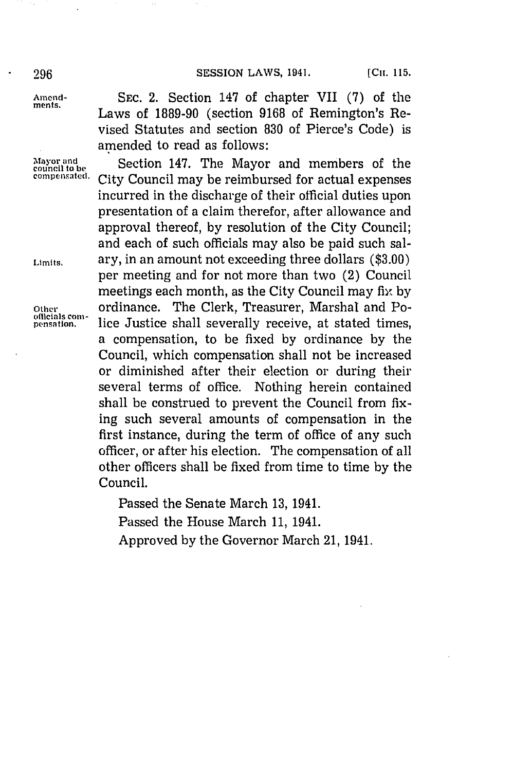Amendments.

SEC. 2. Section 147 of chapter VII (7) of the Laws of 1889-90 (section 9168 of Remington's Revised Statutes and section 830 of Pierce's Code) is amended to read as follows:

Mayor and council to be compensated.

Section 147. The Mayor and members of the City Council may be reimbursed for actual expenses incurred in the discharge of their official duties upon presentation of a claim therefor, after allowance and approval thereof, by resolution of the City Council; and each of such officials may also be paid such salary, in an amount not exceeding three dollars ($3.00) per meeting and for not more than two (2) Council meetings each month, as the City Council may fix by ordinance. The Clerk, Treasurer, Marshal and Police Justice shall severally receive, at stated times, a compensation, to be fixed by ordinance by the Council, which compensation shall not be increased or diminished after their election or during their several terms of office. Nothing herein contained shall be construed to prevent the Council from fixing such several amounts of compensation in the first instance, during the term of office of any such officer, or after his election. The compensation of all other officers shall be fixed from time to time by the Council.

Limits.

Other officials compensation.

Passed the Senate March 13, 1941.

Passed the House March 11, 1941.

Approved by the Governor March 21, 1941.